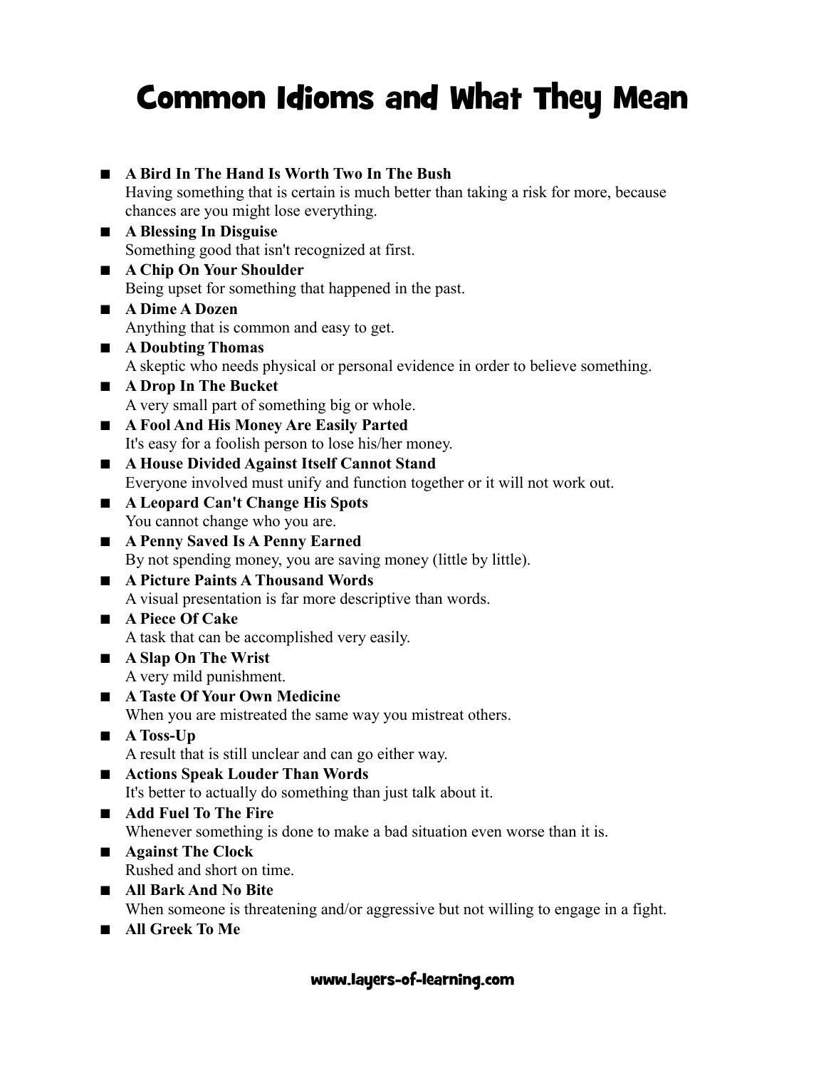# Common Idioms and What They Mean

- **A Bird In The Hand Is Worth Two In The Bush**
  Having something that is certain is much better than taking a risk for more, because chances are you might lose everything.
- **A Blessing In Disguise**
  Something good that isn't recognized at first.
- **A Chip On Your Shoulder**
  Being upset for something that happened in the past.
- **A Dime A Dozen**
  Anything that is common and easy to get.
- **A Doubting Thomas**
  A skeptic who needs physical or personal evidence in order to believe something.
- **A Drop In The Bucket**
  A very small part of something big or whole.
- **A Fool And His Money Are Easily Parted**
  It's easy for a foolish person to lose his/her money.
- **A House Divided Against Itself Cannot Stand**
  Everyone involved must unify and function together or it will not work out.
- **A Leopard Can't Change His Spots**
  You cannot change who you are.
- **A Penny Saved Is A Penny Earned**
  By not spending money, you are saving money (little by little).
- **A Picture Paints A Thousand Words**
  A visual presentation is far more descriptive than words.
- **A Piece Of Cake**
  A task that can be accomplished very easily.
- **A Slap On The Wrist**
  A very mild punishment.
- **A Taste Of Your Own Medicine**
  When you are mistreated the same way you mistreat others.
- **A Toss-Up**
  A result that is still unclear and can go either way.
- **Actions Speak Louder Than Words**
  It's better to actually do something than just talk about it.
- **Add Fuel To The Fire**
  Whenever something is done to make a bad situation even worse than it is.
- **Against The Clock**
  Rushed and short on time.
- **All Bark And No Bite**
  When someone is threatening and/or aggressive but not willing to engage in a fight.
- **All Greek To Me**

www.layers-of-learning.com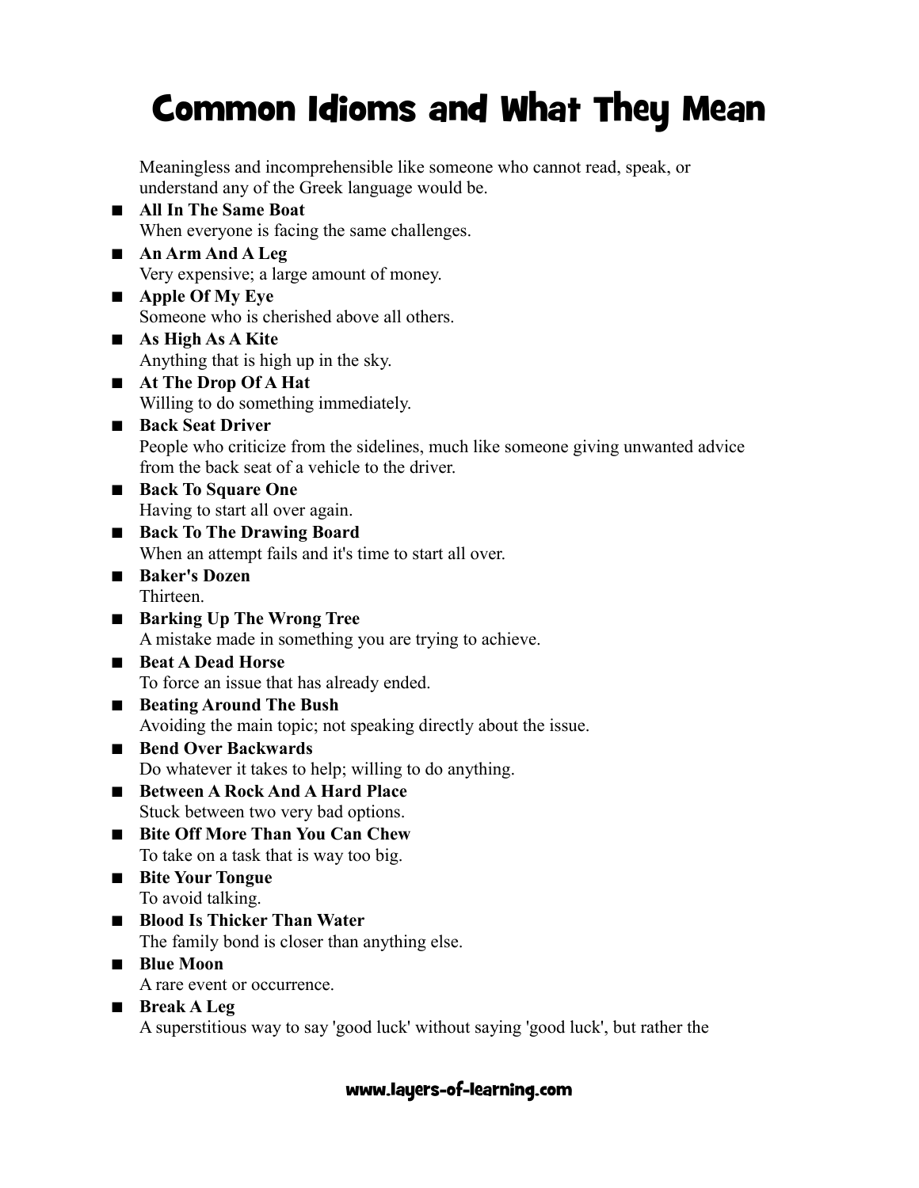# Common Idioms and What They Mean

Meaningless and incomprehensible like someone who cannot read, speak, or understand any of the Greek language would be.

- **All In The Same Boat**
  When everyone is facing the same challenges.
- **An Arm And A Leg**
  Very expensive; a large amount of money.
- **Apple Of My Eye**
  Someone who is cherished above all others.
- **As High As A Kite**
  Anything that is high up in the sky.
- **At The Drop Of A Hat**
  Willing to do something immediately.
- **Back Seat Driver**
  People who criticize from the sidelines, much like someone giving unwanted advice from the back seat of a vehicle to the driver.
- **Back To Square One**
  Having to start all over again.
- **Back To The Drawing Board**
  When an attempt fails and it's time to start all over.
- **Baker's Dozen**
  Thirteen.
- **Barking Up The Wrong Tree**
  A mistake made in something you are trying to achieve.
- **Beat A Dead Horse**
  To force an issue that has already ended.
- **Beating Around The Bush**
  Avoiding the main topic; not speaking directly about the issue.
- **Bend Over Backwards**
  Do whatever it takes to help; willing to do anything.
- **Between A Rock And A Hard Place**
  Stuck between two very bad options.
- **Bite Off More Than You Can Chew**
  To take on a task that is way too big.
- **Bite Your Tongue**
  To avoid talking.
- **Blood Is Thicker Than Water**
  The family bond is closer than anything else.
- **Blue Moon**
  A rare event or occurrence.
- **Break A Leg**
  A superstitious way to say 'good luck' without saying 'good luck', but rather the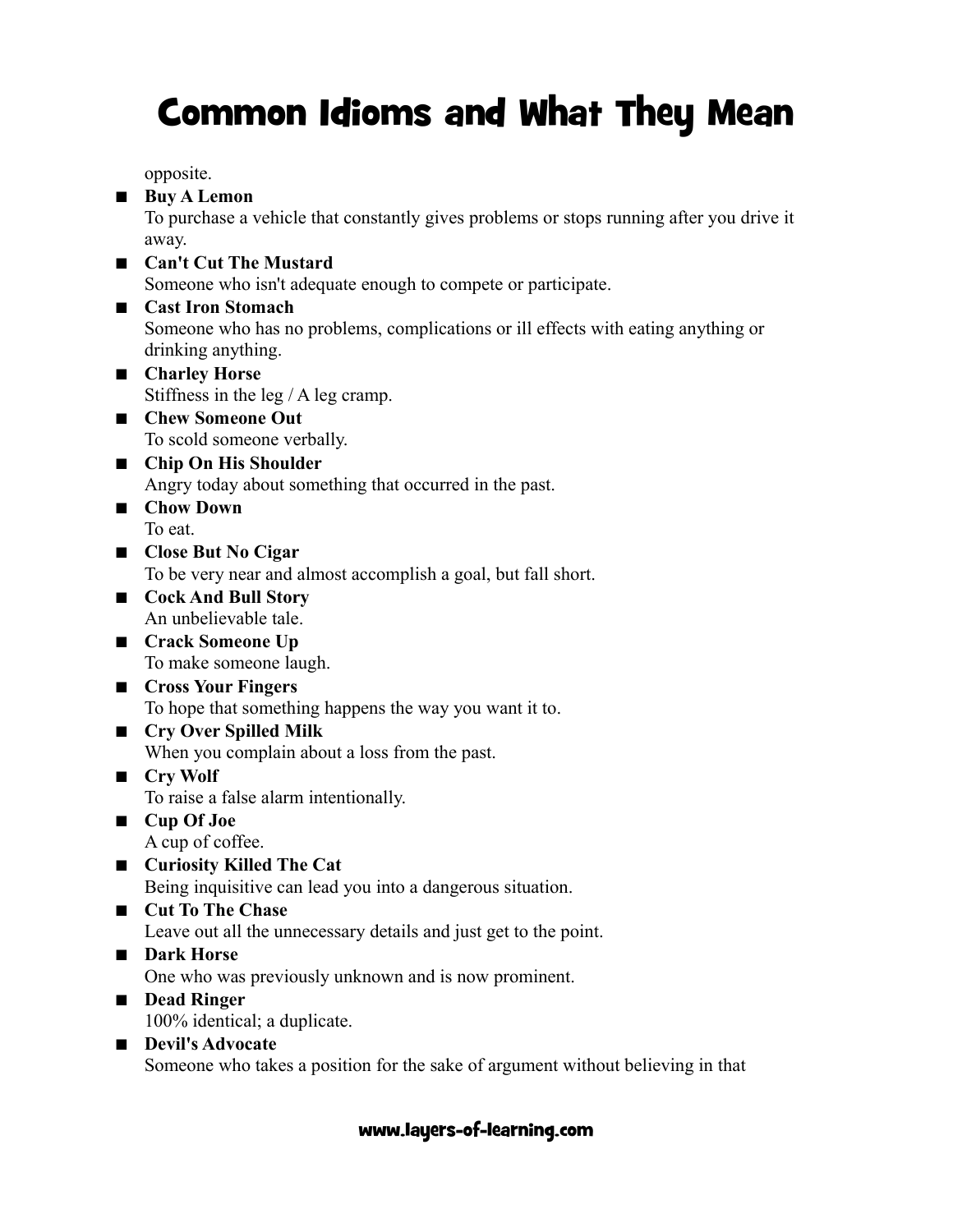opposite.

- **Buy A Lemon**
  To purchase a vehicle that constantly gives problems or stops running after you drive it away.
- **Can't Cut The Mustard**
  Someone who isn't adequate enough to compete or participate.
- **Cast Iron Stomach**
  Someone who has no problems, complications or ill effects with eating anything or drinking anything.
- **Charley Horse**
  Stiffness in the leg / A leg cramp.
- **Chew Someone Out**
  To scold someone verbally.
- **Chip On His Shoulder**
  Angry today about something that occurred in the past.
- **Chow Down**
  To eat.
- **Close But No Cigar**
  To be very near and almost accomplish a goal, but fall short.
- **Cock And Bull Story**
  An unbelievable tale.
- **Crack Someone Up**
  To make someone laugh.
- **Cross Your Fingers**
  To hope that something happens the way you want it to.
- **Cry Over Spilled Milk**
  When you complain about a loss from the past.
- **Cry Wolf**
  To raise a false alarm intentionally.
- **Cup Of Joe**
  A cup of coffee.
- **Curiosity Killed The Cat**
  Being inquisitive can lead you into a dangerous situation.
- **Cut To The Chase**
  Leave out all the unnecessary details and just get to the point.
- **Dark Horse**
  One who was previously unknown and is now prominent.
- **Dead Ringer**
  100% identical; a duplicate.
- **Devil's Advocate**
  Someone who takes a position for the sake of argument without believing in that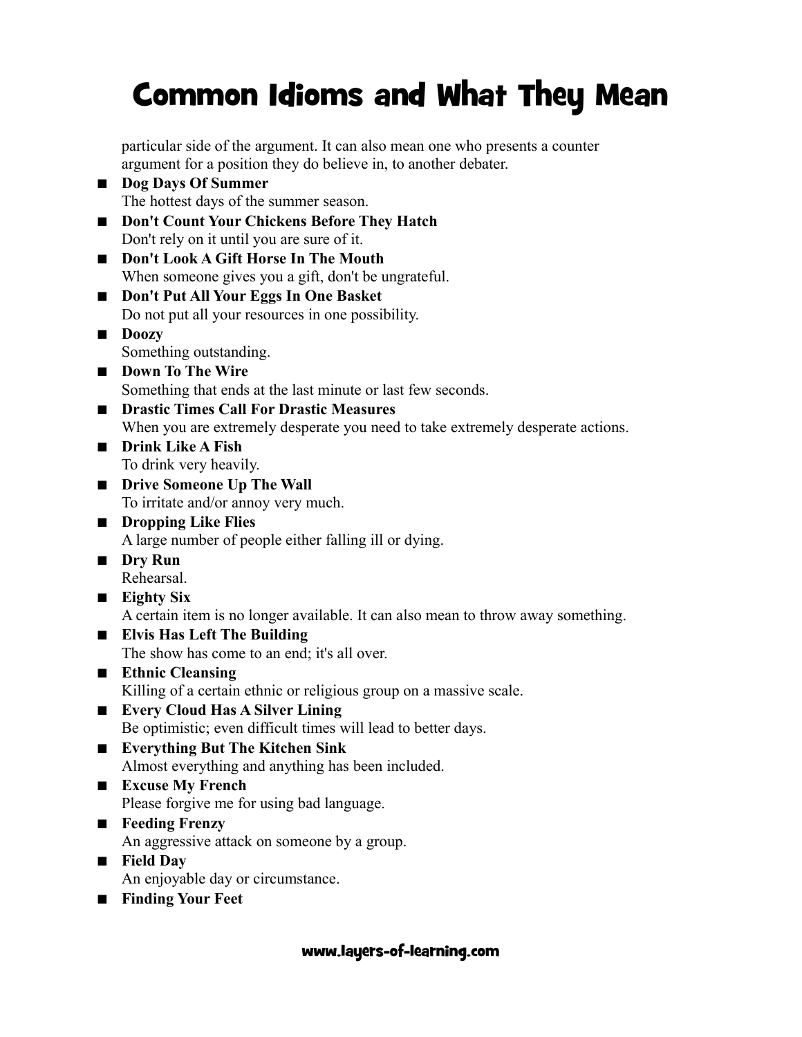# Common Idioms and What They Mean

particular side of the argument. It can also mean one who presents a counter argument for a position they do believe in, to another debater.

- **Dog Days Of Summer**
  The hottest days of the summer season.
- **Don't Count Your Chickens Before They Hatch**
  Don't rely on it until you are sure of it.
- **Don't Look A Gift Horse In The Mouth**
  When someone gives you a gift, don't be ungrateful.
- **Don't Put All Your Eggs In One Basket**
  Do not put all your resources in one possibility.
- **Doozy**
  Something outstanding.
- **Down To The Wire**
  Something that ends at the last minute or last few seconds.
- **Drastic Times Call For Drastic Measures**
  When you are extremely desperate you need to take extremely desperate actions.
- **Drink Like A Fish**
  To drink very heavily.
- **Drive Someone Up The Wall**
  To irritate and/or annoy very much.
- **Dropping Like Flies**
  A large number of people either falling ill or dying.
- **Dry Run**
  Rehearsal.
- **Eighty Six**
  A certain item is no longer available. It can also mean to throw away something.
- **Elvis Has Left The Building**
  The show has come to an end; it's all over.
- **Ethnic Cleansing**
  Killing of a certain ethnic or religious group on a massive scale.
- **Every Cloud Has A Silver Lining**
  Be optimistic; even difficult times will lead to better days.
- **Everything But The Kitchen Sink**
  Almost everything and anything has been included.
- **Excuse My French**
  Please forgive me for using bad language.
- **Feeding Frenzy**
  An aggressive attack on someone by a group.
- **Field Day**
  An enjoyable day or circumstance.
- **Finding Your Feet**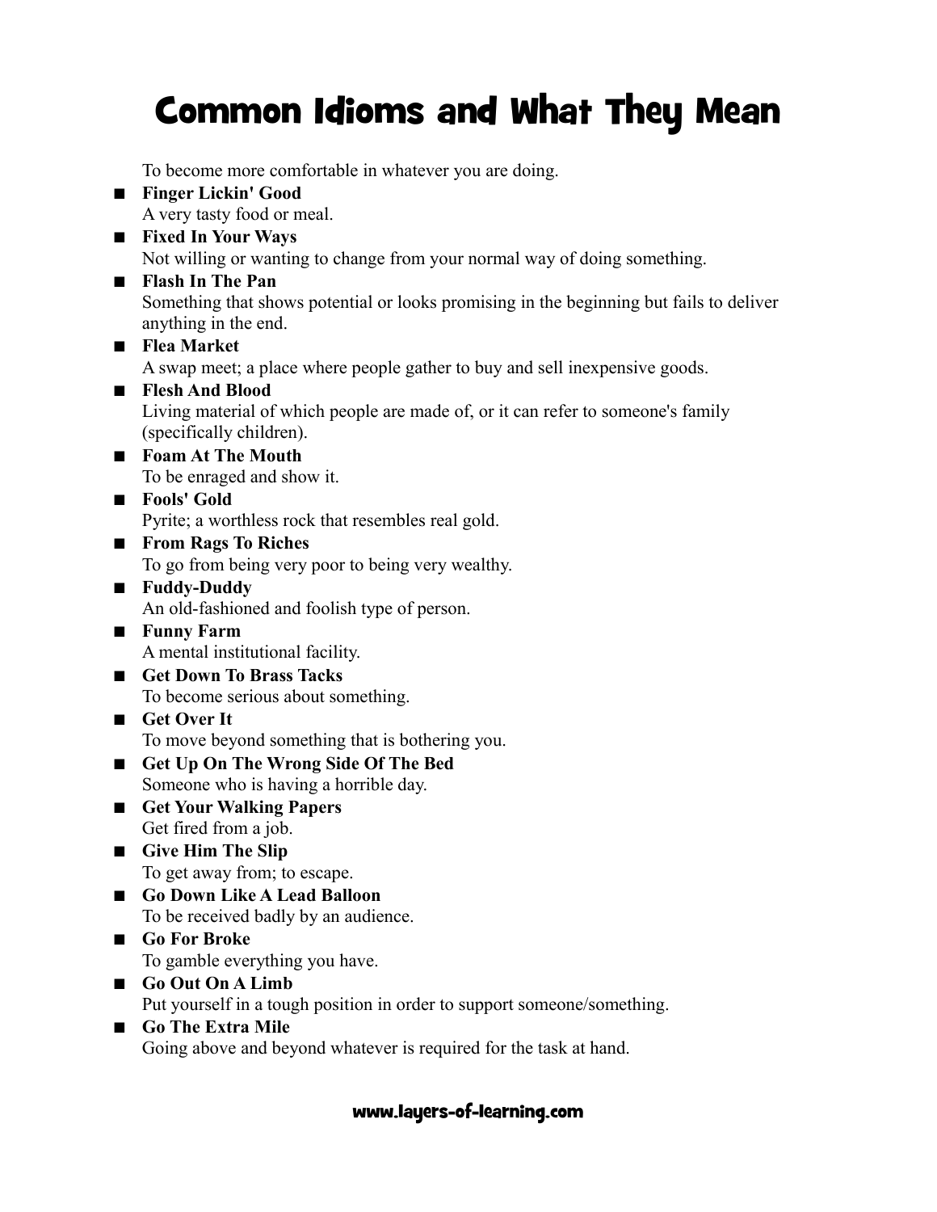# Common Idioms and What They Mean

To become more comfortable in whatever you are doing.

- **Finger Lickin' Good**
  A very tasty food or meal.
- **Fixed In Your Ways**
  Not willing or wanting to change from your normal way of doing something.
- **Flash In The Pan**
  Something that shows potential or looks promising in the beginning but fails to deliver anything in the end.
- **Flea Market**
  A swap meet; a place where people gather to buy and sell inexpensive goods.
- **Flesh And Blood**
  Living material of which people are made of, or it can refer to someone's family (specifically children).
- **Foam At The Mouth**
  To be enraged and show it.
- **Fools' Gold**
  Pyrite; a worthless rock that resembles real gold.
- **From Rags To Riches**
  To go from being very poor to being very wealthy.
- **Fuddy-Duddy**
  An old-fashioned and foolish type of person.
- **Funny Farm**
  A mental institutional facility.
- **Get Down To Brass Tacks**
  To become serious about something.
- **Get Over It**
  To move beyond something that is bothering you.
- **Get Up On The Wrong Side Of The Bed**
  Someone who is having a horrible day.
- **Get Your Walking Papers**
  Get fired from a job.
- **Give Him The Slip**
  To get away from; to escape.
- **Go Down Like A Lead Balloon**
  To be received badly by an audience.
- **Go For Broke**
  To gamble everything you have.
- **Go Out On A Limb**
  Put yourself in a tough position in order to support someone/something.
- **Go The Extra Mile**
  Going above and beyond whatever is required for the task at hand.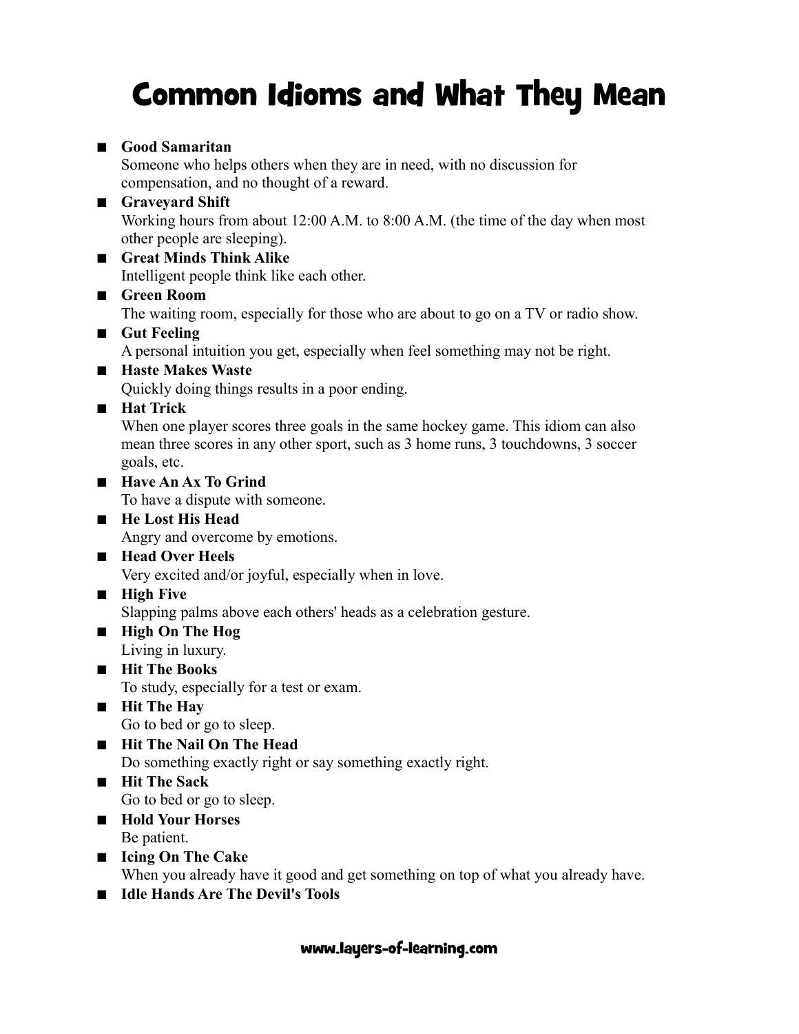# Common Idioms and What They Mean

- **Good Samaritan**
  Someone who helps others when they are in need, with no discussion for compensation, and no thought of a reward.
- **Graveyard Shift**
  Working hours from about 12:00 A.M. to 8:00 A.M. (the time of the day when most other people are sleeping).
- **Great Minds Think Alike**
  Intelligent people think like each other.
- **Green Room**
  The waiting room, especially for those who are about to go on a TV or radio show.
- **Gut Feeling**
  A personal intuition you get, especially when feel something may not be right.
- **Haste Makes Waste**
  Quickly doing things results in a poor ending.
- **Hat Trick**
  When one player scores three goals in the same hockey game. This idiom can also mean three scores in any other sport, such as 3 home runs, 3 touchdowns, 3 soccer goals, etc.
- **Have An Ax To Grind**
  To have a dispute with someone.
- **He Lost His Head**
  Angry and overcome by emotions.
- **Head Over Heels**
  Very excited and/or joyful, especially when in love.
- **High Five**
  Slapping palms above each others' heads as a celebration gesture.
- **High On The Hog**
  Living in luxury.
- **Hit The Books**
  To study, especially for a test or exam.
- **Hit The Hay**
  Go to bed or go to sleep.
- **Hit The Nail On The Head**
  Do something exactly right or say something exactly right.
- **Hit The Sack**
  Go to bed or go to sleep.
- **Hold Your Horses**
  Be patient.
- **Icing On The Cake**
  When you already have it good and get something on top of what you already have.
- **Idle Hands Are The Devil's Tools**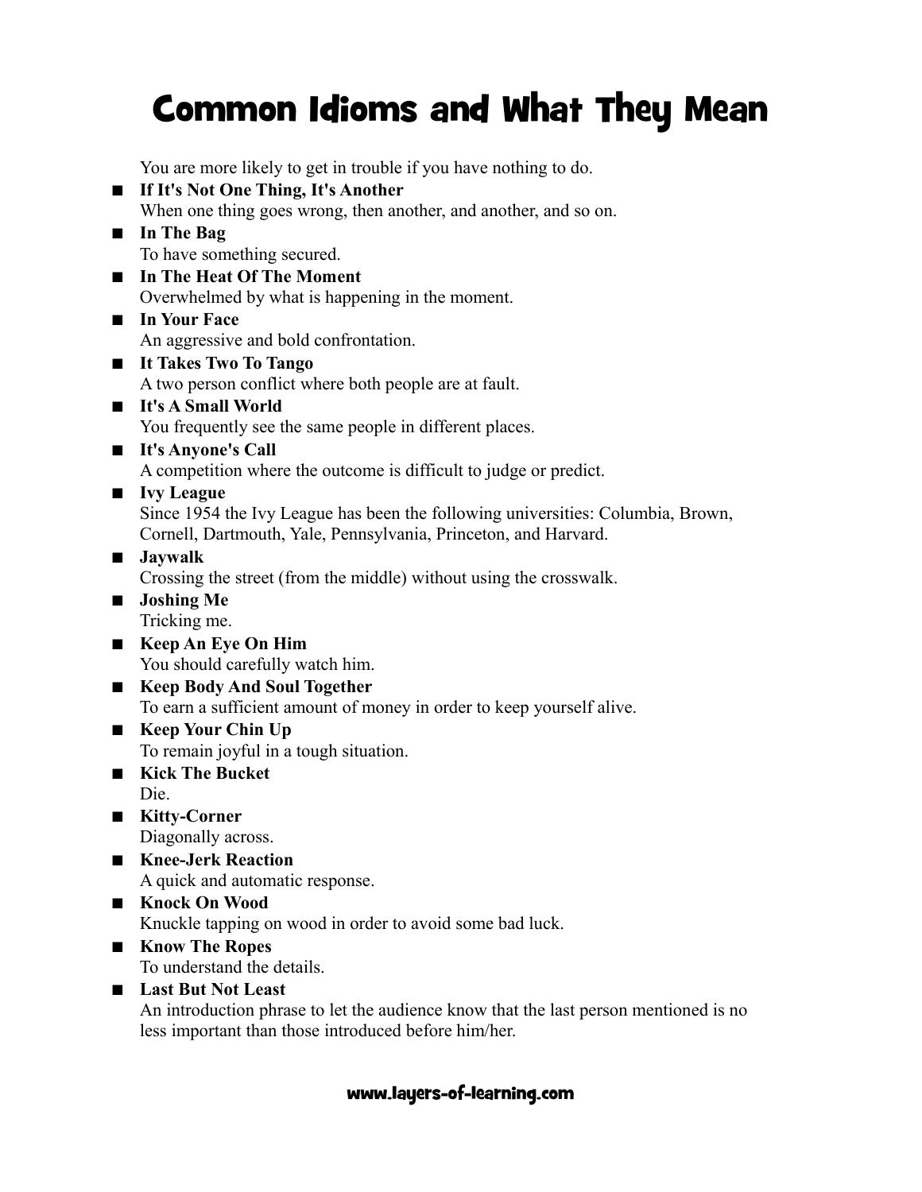# Common Idioms and What They Mean

You are more likely to get in trouble if you have nothing to do.

- **If It's Not One Thing, It's Another**
  When one thing goes wrong, then another, and another, and so on.
- **In The Bag**
  To have something secured.
- **In The Heat Of The Moment**
  Overwhelmed by what is happening in the moment.
- **In Your Face**
  An aggressive and bold confrontation.
- **It Takes Two To Tango**
  A two person conflict where both people are at fault.
- **It's A Small World**
  You frequently see the same people in different places.
- **It's Anyone's Call**
  A competition where the outcome is difficult to judge or predict.
- **Ivy League**
  Since 1954 the Ivy League has been the following universities: Columbia, Brown, Cornell, Dartmouth, Yale, Pennsylvania, Princeton, and Harvard.
- **Jaywalk**
  Crossing the street (from the middle) without using the crosswalk.
- **Joshing Me**
  Tricking me.
- **Keep An Eye On Him**
  You should carefully watch him.
- **Keep Body And Soul Together**
  To earn a sufficient amount of money in order to keep yourself alive.
- **Keep Your Chin Up**
  To remain joyful in a tough situation.
- **Kick The Bucket**
  Die.
- **Kitty-Corner**
  Diagonally across.
- **Knee-Jerk Reaction**
  A quick and automatic response.
- **Knock On Wood**
  Knuckle tapping on wood in order to avoid some bad luck.
- **Know The Ropes**
  To understand the details.
- **Last But Not Least**
  An introduction phrase to let the audience know that the last person mentioned is no less important than those introduced before him/her.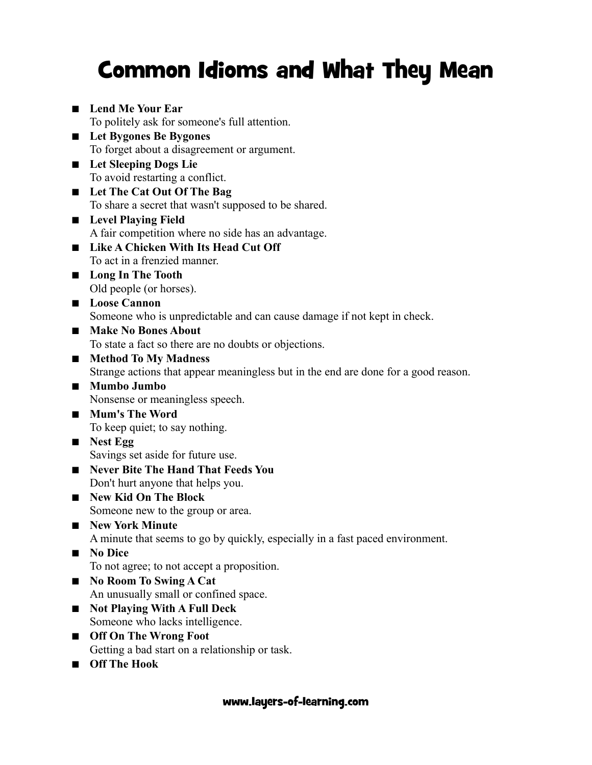# Common Idioms and What They Mean

- **Lend Me Your Ear**
  To politely ask for someone's full attention.
- **Let Bygones Be Bygones**
  To forget about a disagreement or argument.
- **Let Sleeping Dogs Lie**
  To avoid restarting a conflict.
- **Let The Cat Out Of The Bag**
  To share a secret that wasn't supposed to be shared.
- **Level Playing Field**
  A fair competition where no side has an advantage.
- **Like A Chicken With Its Head Cut Off**
  To act in a frenzied manner.
- **Long In The Tooth**
  Old people (or horses).
- **Loose Cannon**
  Someone who is unpredictable and can cause damage if not kept in check.
- **Make No Bones About**
  To state a fact so there are no doubts or objections.
- **Method To My Madness**
  Strange actions that appear meaningless but in the end are done for a good reason.
- **Mumbo Jumbo**
  Nonsense or meaningless speech.
- **Mum's The Word**
  To keep quiet; to say nothing.
- **Nest Egg**
  Savings set aside for future use.
- **Never Bite The Hand That Feeds You**
  Don't hurt anyone that helps you.
- **New Kid On The Block**
  Someone new to the group or area.
- **New York Minute**
  A minute that seems to go by quickly, especially in a fast paced environment.
- **No Dice**
  To not agree; to not accept a proposition.
- **No Room To Swing A Cat**
  An unusually small or confined space.
- **Not Playing With A Full Deck**
  Someone who lacks intelligence.
- **Off On The Wrong Foot**
  Getting a bad start on a relationship or task.
- **Off The Hook**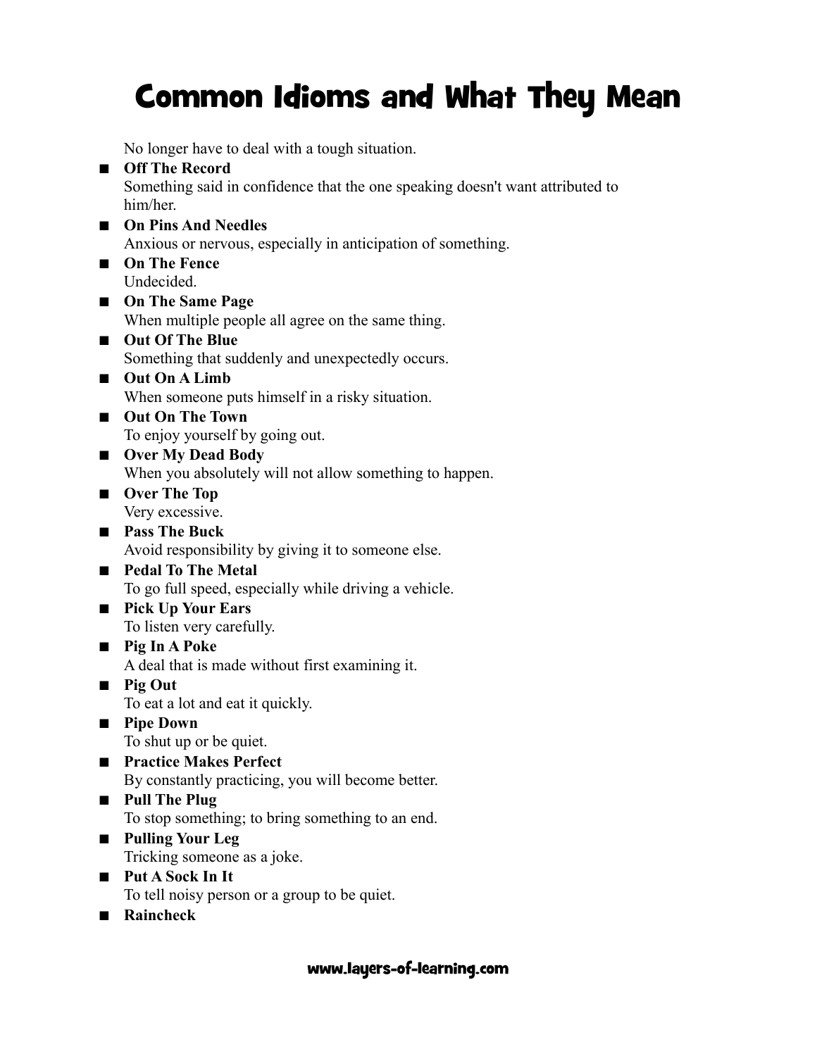# Common Idioms and What They Mean

No longer have to deal with a tough situation.

- **Off The Record**
  Something said in confidence that the one speaking doesn't want attributed to him/her.
- **On Pins And Needles**
  Anxious or nervous, especially in anticipation of something.
- **On The Fence**
  Undecided.
- **On The Same Page**
  When multiple people all agree on the same thing.
- **Out Of The Blue**
  Something that suddenly and unexpectedly occurs.
- **Out On A Limb**
  When someone puts himself in a risky situation.
- **Out On The Town**
  To enjoy yourself by going out.
- **Over My Dead Body**
  When you absolutely will not allow something to happen.
- **Over The Top**
  Very excessive.
- **Pass The Buck**
  Avoid responsibility by giving it to someone else.
- **Pedal To The Metal**
  To go full speed, especially while driving a vehicle.
- **Pick Up Your Ears**
  To listen very carefully.
- **Pig In A Poke**
  A deal that is made without first examining it.
- **Pig Out**
  To eat a lot and eat it quickly.
- **Pipe Down**
  To shut up or be quiet.
- **Practice Makes Perfect**
  By constantly practicing, you will become better.
- **Pull The Plug**
  To stop something; to bring something to an end.
- **Pulling Your Leg**
  Tricking someone as a joke.
- **Put A Sock In It**
  To tell noisy person or a group to be quiet.
- **Raincheck**

www.layers-of-learning.com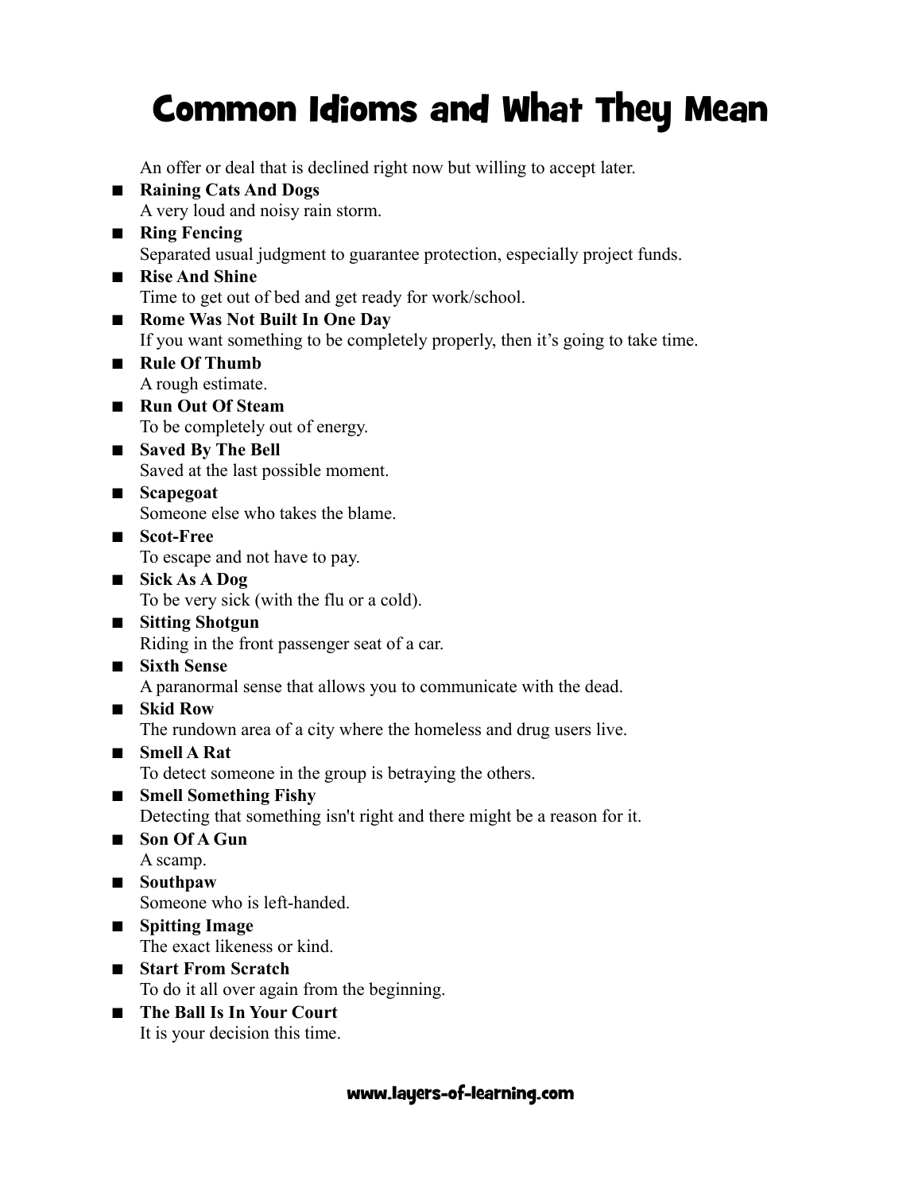# Common Idioms and What They Mean

An offer or deal that is declined right now but willing to accept later.

- **Raining Cats And Dogs**
  A very loud and noisy rain storm.
- **Ring Fencing**
  Separated usual judgment to guarantee protection, especially project funds.
- **Rise And Shine**
  Time to get out of bed and get ready for work/school.
- **Rome Was Not Built In One Day**
  If you want something to be completely properly, then it's going to take time.
- **Rule Of Thumb**
  A rough estimate.
- **Run Out Of Steam**
  To be completely out of energy.
- **Saved By The Bell**
  Saved at the last possible moment.
- **Scapegoat**
  Someone else who takes the blame.
- **Scot-Free**
  To escape and not have to pay.
- **Sick As A Dog**
  To be very sick (with the flu or a cold).
- **Sitting Shotgun**
  Riding in the front passenger seat of a car.
- **Sixth Sense**
  A paranormal sense that allows you to communicate with the dead.
- **Skid Row**
  The rundown area of a city where the homeless and drug users live.
- **Smell A Rat**
  To detect someone in the group is betraying the others.
- **Smell Something Fishy**
  Detecting that something isn't right and there might be a reason for it.
- **Son Of A Gun**
  A scamp.
- **Southpaw**
  Someone who is left-handed.
- **Spitting Image**
  The exact likeness or kind.
- **Start From Scratch**
  To do it all over again from the beginning.
- **The Ball Is In Your Court**
  It is your decision this time.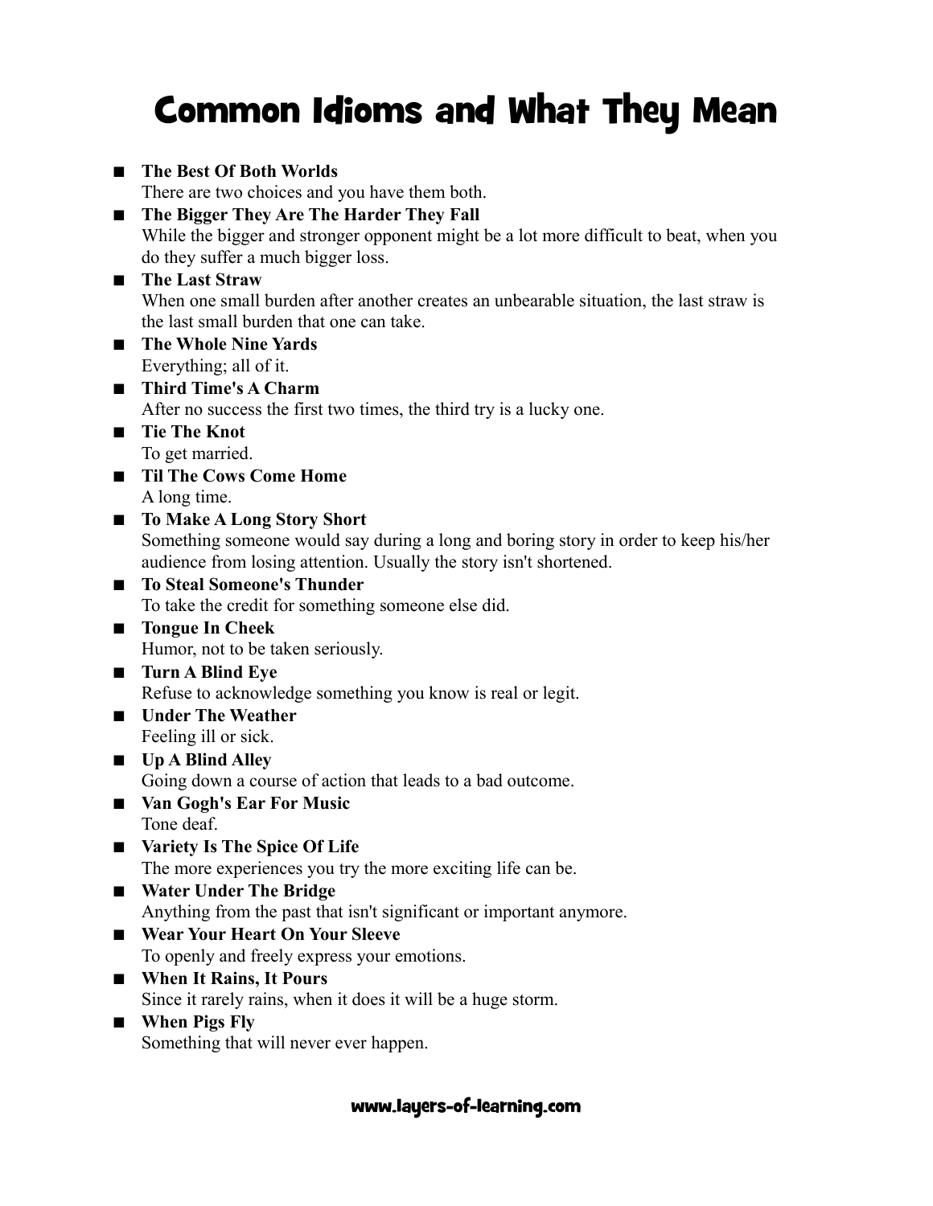# Common Idioms and What They Mean

- **The Best Of Both Worlds**
  There are two choices and you have them both.
- **The Bigger They Are The Harder They Fall**
  While the bigger and stronger opponent might be a lot more difficult to beat, when you do they suffer a much bigger loss.
- **The Last Straw**
  When one small burden after another creates an unbearable situation, the last straw is the last small burden that one can take.
- **The Whole Nine Yards**
  Everything; all of it.
- **Third Time's A Charm**
  After no success the first two times, the third try is a lucky one.
- **Tie The Knot**
  To get married.
- **Til The Cows Come Home**
  A long time.
- **To Make A Long Story Short**
  Something someone would say during a long and boring story in order to keep his/her audience from losing attention. Usually the story isn't shortened.
- **To Steal Someone's Thunder**
  To take the credit for something someone else did.
- **Tongue In Cheek**
  Humor, not to be taken seriously.
- **Turn A Blind Eye**
  Refuse to acknowledge something you know is real or legit.
- **Under The Weather**
  Feeling ill or sick.
- **Up A Blind Alley**
  Going down a course of action that leads to a bad outcome.
- **Van Gogh's Ear For Music**
  Tone deaf.
- **Variety Is The Spice Of Life**
  The more experiences you try the more exciting life can be.
- **Water Under The Bridge**
  Anything from the past that isn't significant or important anymore.
- **Wear Your Heart On Your Sleeve**
  To openly and freely express your emotions.
- **When It Rains, It Pours**
  Since it rarely rains, when it does it will be a huge storm.
- **When Pigs Fly**
  Something that will never ever happen.

www.layers-of-learning.com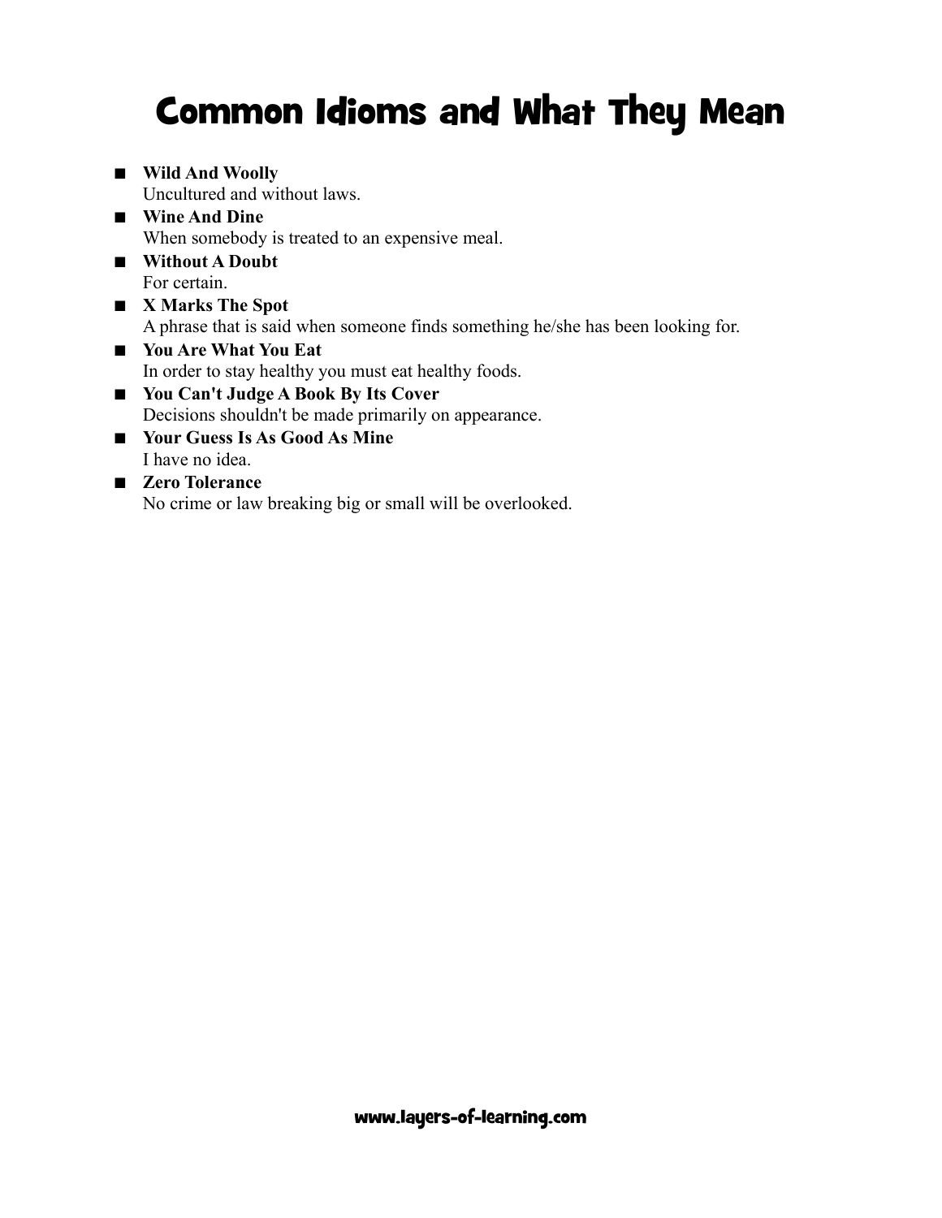# Common Idioms and What They Mean

- **Wild And Woolly**
  Uncultured and without laws.
- **Wine And Dine**
  When somebody is treated to an expensive meal.
- **Without A Doubt**
  For certain.
- **X Marks The Spot**
  A phrase that is said when someone finds something he/she has been looking for.
- **You Are What You Eat**
  In order to stay healthy you must eat healthy foods.
- **You Can't Judge A Book By Its Cover**
  Decisions shouldn't be made primarily on appearance.
- **Your Guess Is As Good As Mine**
  I have no idea.
- **Zero Tolerance**
  No crime or law breaking big or small will be overlooked.